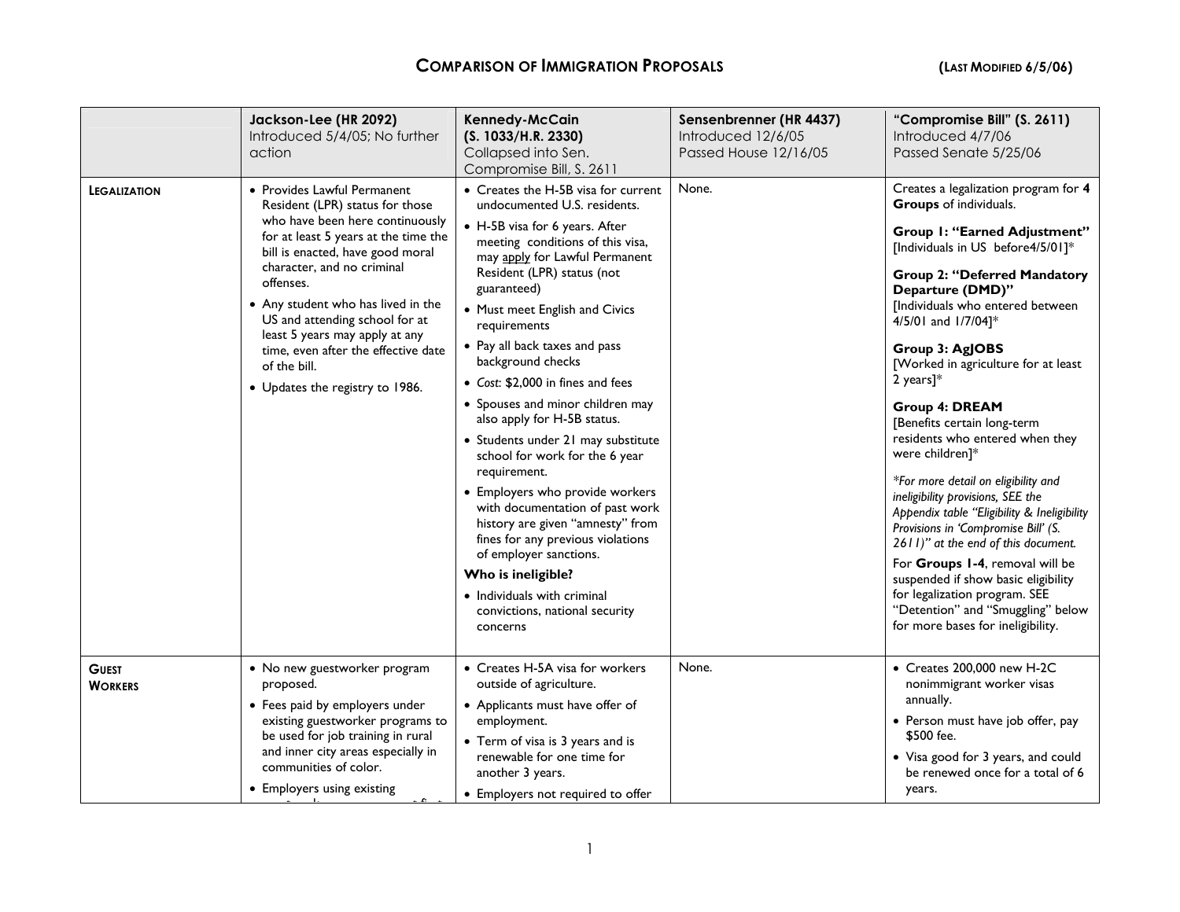# COMPARISON OF IMMIGRATION PROPOSALS

**(LAST MODIFIED 6/5/06)**

| | **Jackson-Lee (HR 2092)** Introduced 5/4/05; No further action | **Kennedy-McCain (S. 1033/H.R. 2330)** Collapsed into Sen. Compromise Bill, S. 2611 | **Sensenbrenner (HR 4437)** Introduced 12/6/05 Passed House 12/16/05 | **"Compromise Bill" (S. 2611)** Introduced 4/7/06 Passed Senate 5/25/06 |
|---|---|---|---|---|
| **LEGALIZATION** | • Provides Lawful Permanent Resident (LPR) status for those who have been here continuously for at least 5 years at the time the bill is enacted, have good moral character, and no criminal offenses.<br>• Any student who has lived in the US and attending school for at least 5 years may apply at any time, even after the effective date of the bill.<br>• Updates the registry to 1986. | • Creates the H-5B visa for current undocumented U.S. residents.<br>• H-5B visa for 6 years. After meeting conditions of this visa, may apply for Lawful Permanent Resident (LPR) status (not guaranteed)<br>• Must meet English and Civics requirements<br>• Pay all back taxes and pass background checks<br>• *Cost:* $2,000 in fines and fees<br>• Spouses and minor children may also apply for H-5B status.<br>• Students under 21 may substitute school for work for the 6 year requirement.<br>• Employers who provide workers with documentation of past work history are given "amnesty" from fines for any previous violations of employer sanctions.<br>**Who is ineligible?**<br>• Individuals with criminal convictions, national security concerns | None. | Creates a legalization program for **4 Groups** of individuals.<br>**Group 1: "Earned Adjustment"** [Individuals in US before4/5/01]*<br>**Group 2: "Deferred Mandatory Departure (DMD)"** [Individuals who entered between 4/5/01 and 1/7/04]*<br>**Group 3: AgJOBS** [Worked in agriculture for at least 2 years]*<br>**Group 4: DREAM** [Benefits certain long-term residents who entered when they were children]*<br>*\*For more detail on eligibility and ineligibility provisions, SEE the Appendix table "Eligibility & Ineligibility Provisions in 'Compromise Bill' (S. 2611)" at the end of this document.*<br>For **Groups 1-4**, removal will be suspended if show basic eligibility for legalization program. SEE "Detention" and "Smuggling" below for more bases for ineligibility. |
| **GUEST WORKERS** | • No new guestworker program proposed.<br>• Fees paid by employers under existing guestworker programs to be used for job training in rural and inner city areas especially in communities of color.<br>• Employers using existing | • Creates H-5A visa for workers outside of agriculture.<br>• Applicants must have offer of employment.<br>• Term of visa is 3 years and is renewable for one time for another 3 years.<br>• Employers not required to offer | None. | • Creates 200,000 new H-2C nonimmigrant worker visas annually.<br>• Person must have job offer, pay $500 fee.<br>• Visa good for 3 years, and could be renewed once for a total of 6 years. |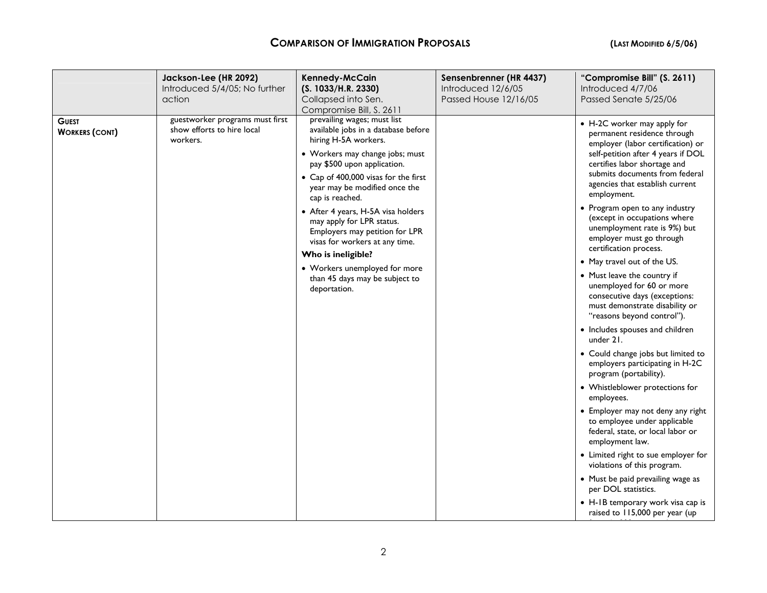# COMPARISON OF IMMIGRATION PROPOSALS

(LAST MODIFIED 6/5/06)

| | Jackson-Lee (HR 2092) Introduced 5/4/05; No further action | Kennedy-McCain (S. 1033/H.R. 2330) Collapsed into Sen. Compromise Bill, S. 2611 | Sensenbrenner (HR 4437) Introduced 12/6/05 Passed House 12/16/05 | "Compromise Bill" (S. 2611) Introduced 4/7/06 Passed Senate 5/25/06 |
|---|---|---|---|---|
| **GUEST WORKERS (CONT)** | guestworker programs must first show efforts to hire local workers. | prevailing wages; must list available jobs in a database before hiring H-5A workers.<br>• Workers may change jobs; must pay $500 upon application.<br>• Cap of 400,000 visas for the first year may be modified once the cap is reached.<br>• After 4 years, H-5A visa holders may apply for LPR status. Employers may petition for LPR visas for workers at any time.<br>**Who is ineligible?**<br>• Workers unemployed for more than 45 days may be subject to deportation. | | • H-2C worker may apply for permanent residence through employer (labor certification) or self-petition after 4 years if DOL certifies labor shortage and submits documents from federal agencies that establish current employment.<br>• Program open to any industry (except in occupations where unemployment rate is 9%) but employer must go through certification process.<br>• May travel out of the US.<br>• Must leave the country if unemployed for 60 or more consecutive days (exceptions: must demonstrate disability or "reasons beyond control").<br>• Includes spouses and children under 21.<br>• Could change jobs but limited to employers participating in H-2C program (portability).<br>• Whistleblower protections for employees.<br>• Employer may not deny any right to employee under applicable federal, state, or local labor or employment law.<br>• Limited right to sue employer for violations of this program.<br>• Must be paid prevailing wage as per DOL statistics.<br>• H-1B temporary work visa cap is raised to 115,000 per year (up |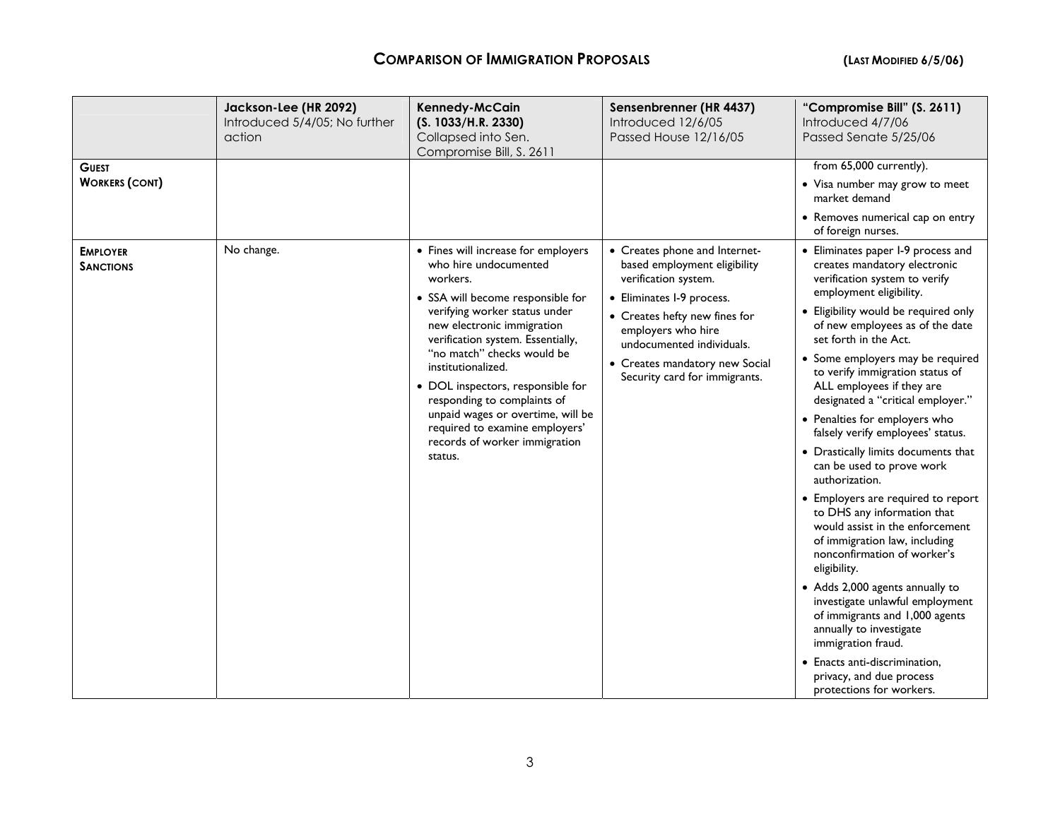## Comparison of Immigration Proposals

(Last Modified 6/5/06)

| | Jackson-Lee (HR 2092) Introduced 5/4/05; No further action | Kennedy-McCain (S. 1033/H.R. 2330) Collapsed into Sen. Compromise Bill, S. 2611 | Sensenbrenner (HR 4437) Introduced 12/6/05 Passed House 12/16/05 | "Compromise Bill" (S. 2611) Introduced 4/7/06 Passed Senate 5/25/06 |
|---|---|---|---|---|
| **Guest Workers (cont)** | | | | from 65,000 currently).<br>• Visa number may grow to meet market demand<br>• Removes numerical cap on entry of foreign nurses. |
| **Employer Sanctions** | No change. | • Fines will increase for employers who hire undocumented workers.<br>• SSA will become responsible for verifying worker status under new electronic immigration verification system. Essentially, "no match" checks would be institutionalized.<br>• DOL inspectors, responsible for responding to complaints of unpaid wages or overtime, will be required to examine employers' records of worker immigration status. | • Creates phone and Internet-based employment eligibility verification system.<br>• Eliminates I-9 process.<br>• Creates hefty new fines for employers who hire undocumented individuals.<br>• Creates mandatory new Social Security card for immigrants. | • Eliminates paper I-9 process and creates mandatory electronic verification system to verify employment eligibility.<br>• Eligibility would be required only of new employees as of the date set forth in the Act.<br>• Some employers may be required to verify immigration status of ALL employees if they are designated a "critical employer."<br>• Penalties for employers who falsely verify employees' status.<br>• Drastically limits documents that can be used to prove work authorization.<br>• Employers are required to report to DHS any information that would assist in the enforcement of immigration law, including nonconfirmation of worker's eligibility.<br>• Adds 2,000 agents annually to investigate unlawful employment of immigrants and 1,000 agents annually to investigate immigration fraud.<br>• Enacts anti-discrimination, privacy, and due process protections for workers. |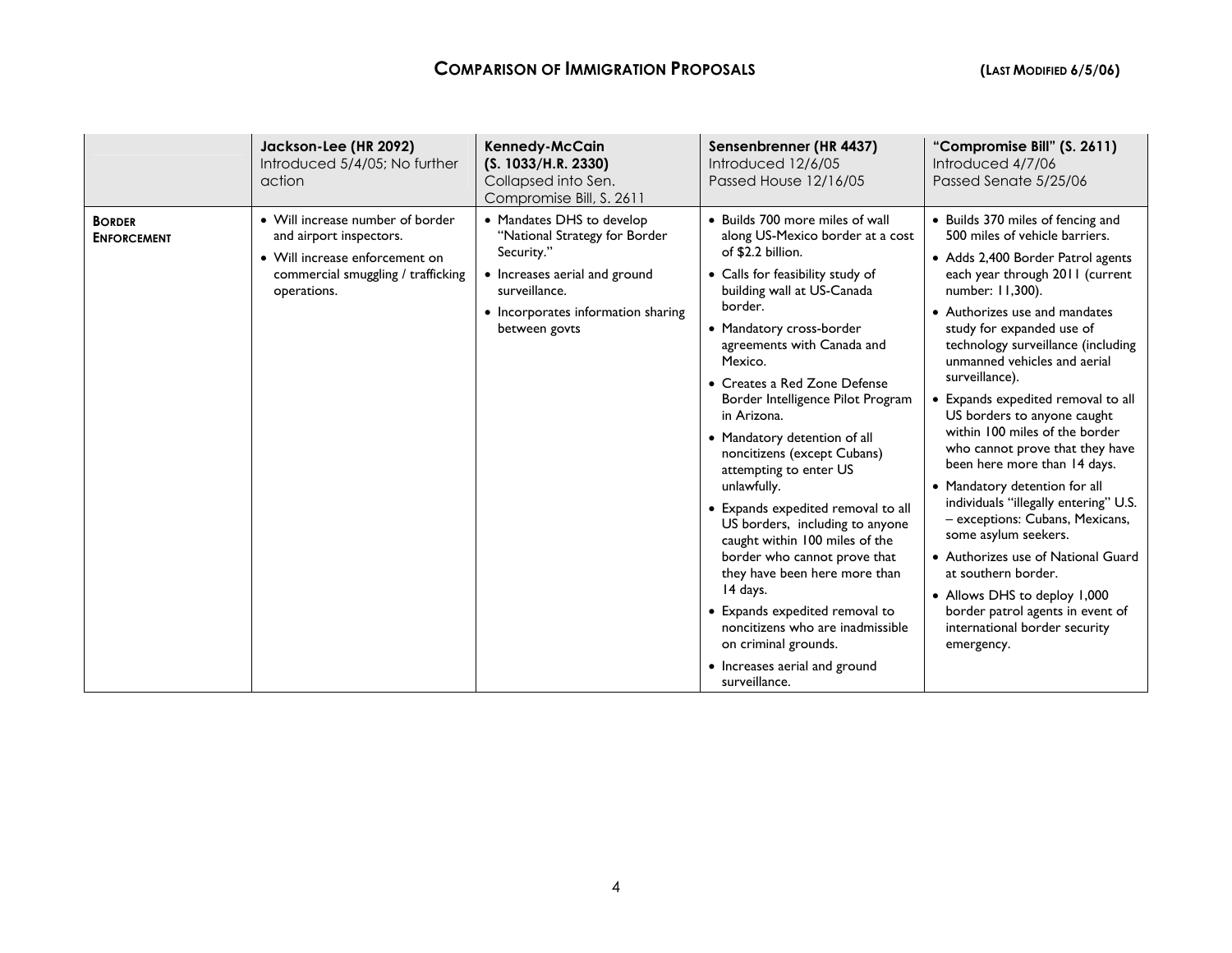# COMPARISON OF IMMIGRATION PROPOSALS

(LAST MODIFIED 6/5/06)

| | **Jackson-Lee (HR 2092)** Introduced 5/4/05; No further action | **Kennedy-McCain (S. 1033/H.R. 2330)** Collapsed into Sen. Compromise Bill, S. 2611 | **Sensenbrenner (HR 4437)** Introduced 12/6/05 Passed House 12/16/05 | **"Compromise Bill" (S. 2611)** Introduced 4/7/06 Passed Senate 5/25/06 |
|---|---|---|---|---|
| **BORDER ENFORCEMENT** | • Will increase number of border and airport inspectors.<br>• Will increase enforcement on commercial smuggling / trafficking operations. | • Mandates DHS to develop "National Strategy for Border Security."<br>• Increases aerial and ground surveillance.<br>• Incorporates information sharing between govts | • Builds 700 more miles of wall along US-Mexico border at a cost of $2.2 billion.<br>• Calls for feasibility study of building wall at US-Canada border.<br>• Mandatory cross-border agreements with Canada and Mexico.<br>• Creates a Red Zone Defense Border Intelligence Pilot Program in Arizona.<br>• Mandatory detention of all noncitizens (except Cubans) attempting to enter US unlawfully.<br>• Expands expedited removal to all US borders, including to anyone caught within 100 miles of the border who cannot prove that they have been here more than 14 days.<br>• Expands expedited removal to noncitizens who are inadmissible on criminal grounds.<br>• Increases aerial and ground surveillance. | • Builds 370 miles of fencing and 500 miles of vehicle barriers.<br>• Adds 2,400 Border Patrol agents each year through 2011 (current number: 11,300).<br>• Authorizes use and mandates study for expanded use of technology surveillance (including unmanned vehicles and aerial surveillance).<br>• Expands expedited removal to all US borders to anyone caught within 100 miles of the border who cannot prove that they have been here more than 14 days.<br>• Mandatory detention for all individuals "illegally entering" U.S. – exceptions: Cubans, Mexicans, some asylum seekers.<br>• Authorizes use of National Guard at southern border.<br>• Allows DHS to deploy 1,000 border patrol agents in event of international border security emergency. |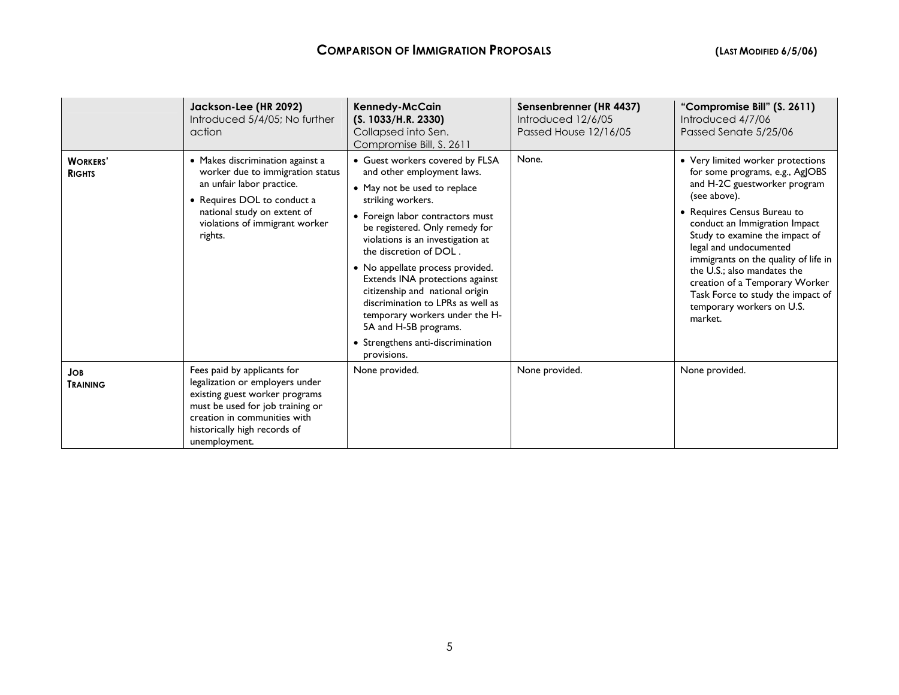## COMPARISON OF IMMIGRATION PROPOSALS

(LAST MODIFIED 6/5/06)

| | **Jackson-Lee (HR 2092)** Introduced 5/4/05; No further action | **Kennedy-McCain (S. 1033/H.R. 2330)** Collapsed into Sen. Compromise Bill, S. 2611 | **Sensenbrenner (HR 4437)** Introduced 12/6/05 Passed House 12/16/05 | **"Compromise Bill" (S. 2611)** Introduced 4/7/06 Passed Senate 5/25/06 |
|---|---|---|---|---|
| **WORKERS' RIGHTS** | • Makes discrimination against a worker due to immigration status an unfair labor practice.<br>• Requires DOL to conduct a national study on extent of violations of immigrant worker rights. | • Guest workers covered by FLSA and other employment laws.<br>• May not be used to replace striking workers.<br>• Foreign labor contractors must be registered. Only remedy for violations is an investigation at the discretion of DOL .<br>• No appellate process provided. Extends INA protections against citizenship and national origin discrimination to LPRs as well as temporary workers under the H-5A and H-5B programs.<br>• Strengthens anti-discrimination provisions. | None. | • Very limited worker protections for some programs, e.g., AgJOBS and H-2C guestworker program (see above).<br>• Requires Census Bureau to conduct an Immigration Impact Study to examine the impact of legal and undocumented immigrants on the quality of life in the U.S.; also mandates the creation of a Temporary Worker Task Force to study the impact of temporary workers on U.S. market. |
| **JOB TRAINING** | Fees paid by applicants for legalization or employers under existing guest worker programs must be used for job training or creation in communities with historically high records of unemployment. | None provided. | None provided. | None provided. |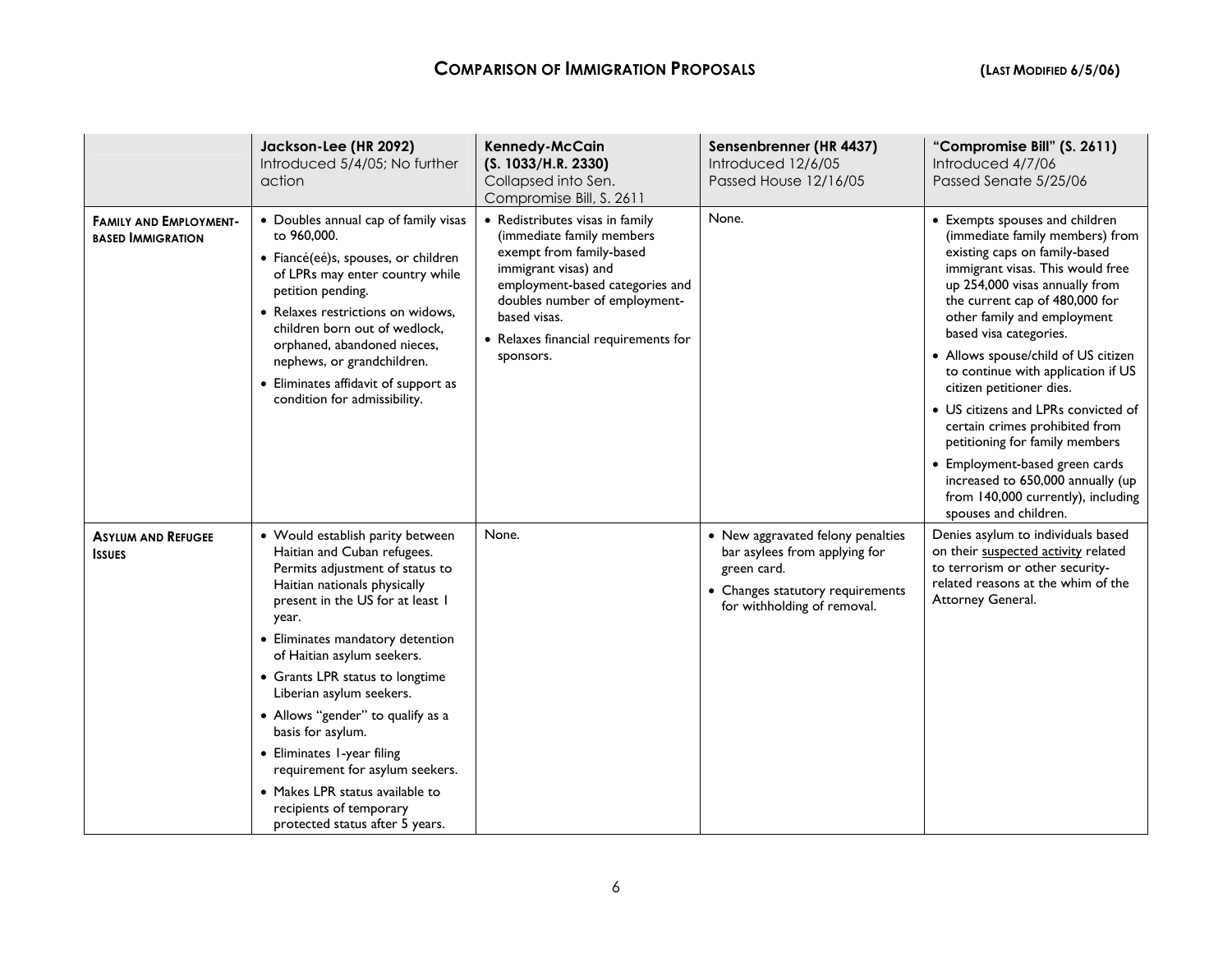## COMPARISON OF IMMIGRATION PROPOSALS (LAST MODIFIED 6/5/06)

| | **Jackson-Lee (HR 2092)**<br>Introduced 5/4/05; No further action | **Kennedy-McCain (S. 1033/H.R. 2330)**<br>Collapsed into Sen. Compromise Bill, S. 2611 | **Sensenbrenner (HR 4437)**<br>Introduced 12/6/05<br>Passed House 12/16/05 | **"Compromise Bill" (S. 2611)**<br>Introduced 4/7/06<br>Passed Senate 5/25/06 |
|---|---|---|---|---|
| **FAMILY AND EMPLOYMENT-BASED IMMIGRATION** | • Doubles annual cap of family visas to 960,000.<br>• Fiancé(eé)s, spouses, or children of LPRs may enter country while petition pending.<br>• Relaxes restrictions on widows, children born out of wedlock, orphaned, abandoned nieces, nephews, or grandchildren.<br>• Eliminates affidavit of support as condition for admissibility. | • Redistributes visas in family (immediate family members exempt from family-based immigrant visas) and employment-based categories and doubles number of employment-based visas.<br>• Relaxes financial requirements for sponsors. | None. | • Exempts spouses and children (immediate family members) from existing caps on family-based immigrant visas. This would free up 254,000 visas annually from the current cap of 480,000 for other family and employment based visa categories.<br>• Allows spouse/child of US citizen to continue with application if US citizen petitioner dies.<br>• US citizens and LPRs convicted of certain crimes prohibited from petitioning for family members<br>• Employment-based green cards increased to 650,000 annually (up from 140,000 currently), including spouses and children. |
| **ASYLUM AND REFUGEE ISSUES** | • Would establish parity between Haitian and Cuban refugees. Permits adjustment of status to Haitian nationals physically present in the US for at least 1 year.<br>• Eliminates mandatory detention of Haitian asylum seekers.<br>• Grants LPR status to longtime Liberian asylum seekers.<br>• Allows "gender" to qualify as a basis for asylum.<br>• Eliminates 1-year filing requirement for asylum seekers.<br>• Makes LPR status available to recipients of temporary protected status after 5 years. | None. | • New aggravated felony penalties bar asylees from applying for green card.<br>• Changes statutory requirements for withholding of removal. | Denies asylum to individuals based on their suspected activity related to terrorism or other security-related reasons at the whim of the Attorney General. |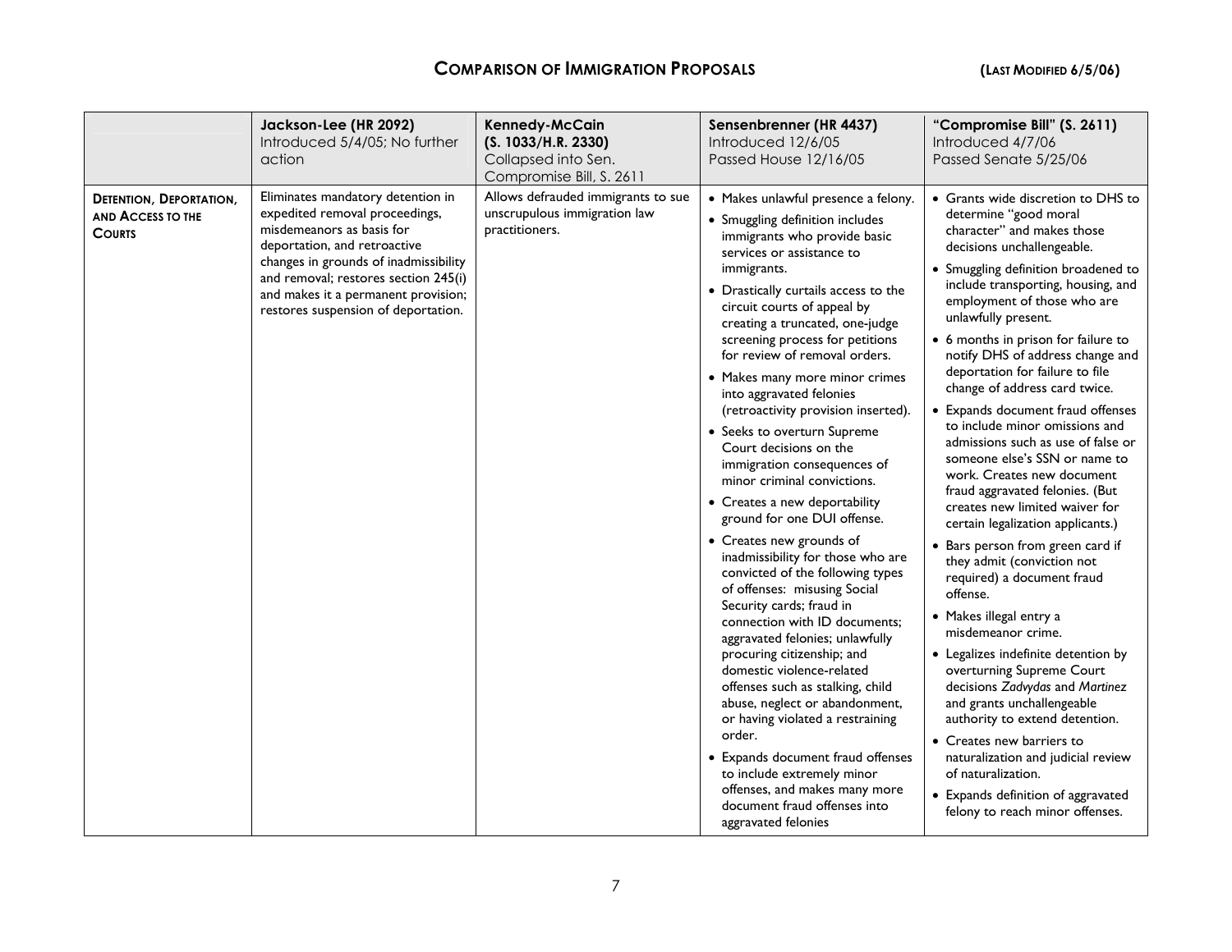## COMPARISON OF IMMIGRATION PROPOSALS (LAST MODIFIED 6/5/06)

| | **Jackson-Lee (HR 2092)** Introduced 5/4/05; No further action | **Kennedy-McCain (S. 1033/H.R. 2330)** Collapsed into Sen. Compromise Bill, S. 2611 | **Sensenbrenner (HR 4437)** Introduced 12/6/05 Passed House 12/16/05 | **"Compromise Bill" (S. 2611)** Introduced 4/7/06 Passed Senate 5/25/06 |
|---|---|---|---|---|
| **DETENTION, DEPORTATION, AND ACCESS TO THE COURTS** | Eliminates mandatory detention in expedited removal proceedings, misdemeanors as basis for deportation, and retroactive changes in grounds of inadmissibility and removal; restores section 245(i) and makes it a permanent provision; restores suspension of deportation. | Allows defrauded immigrants to sue unscrupulous immigration law practitioners. | • Makes unlawful presence a felony.<br>• Smuggling definition includes immigrants who provide basic services or assistance to immigrants.<br>• Drastically curtails access to the circuit courts of appeal by creating a truncated, one-judge screening process for petitions for review of removal orders.<br>• Makes many more minor crimes into aggravated felonies (retroactivity provision inserted).<br>• Seeks to overturn Supreme Court decisions on the immigration consequences of minor criminal convictions.<br>• Creates a new deportability ground for one DUI offense.<br>• Creates new grounds of inadmissibility for those who are convicted of the following types of offenses: misusing Social Security cards; fraud in connection with ID documents; aggravated felonies; unlawfully procuring citizenship; and domestic violence-related offenses such as stalking, child abuse, neglect or abandonment, or having violated a restraining order.<br>• Expands document fraud offenses to include extremely minor offenses, and makes many more document fraud offenses into aggravated felonies | • Grants wide discretion to DHS to determine "good moral character" and makes those decisions unchallengeable.<br>• Smuggling definition broadened to include transporting, housing, and employment of those who are unlawfully present.<br>• 6 months in prison for failure to notify DHS of address change and deportation for failure to file change of address card twice.<br>• Expands document fraud offenses to include minor omissions and admissions such as use of false or someone else's SSN or name to work. Creates new document fraud aggravated felonies. (But creates new limited waiver for certain legalization applicants.)<br>• Bars person from green card if they admit (conviction not required) a document fraud offense.<br>• Makes illegal entry a misdemeanor crime.<br>• Legalizes indefinite detention by overturning Supreme Court decisions *Zadvydas* and *Martinez* and grants unchallengeable authority to extend detention.<br>• Creates new barriers to naturalization and judicial review of naturalization.<br>• Expands definition of aggravated felony to reach minor offenses. |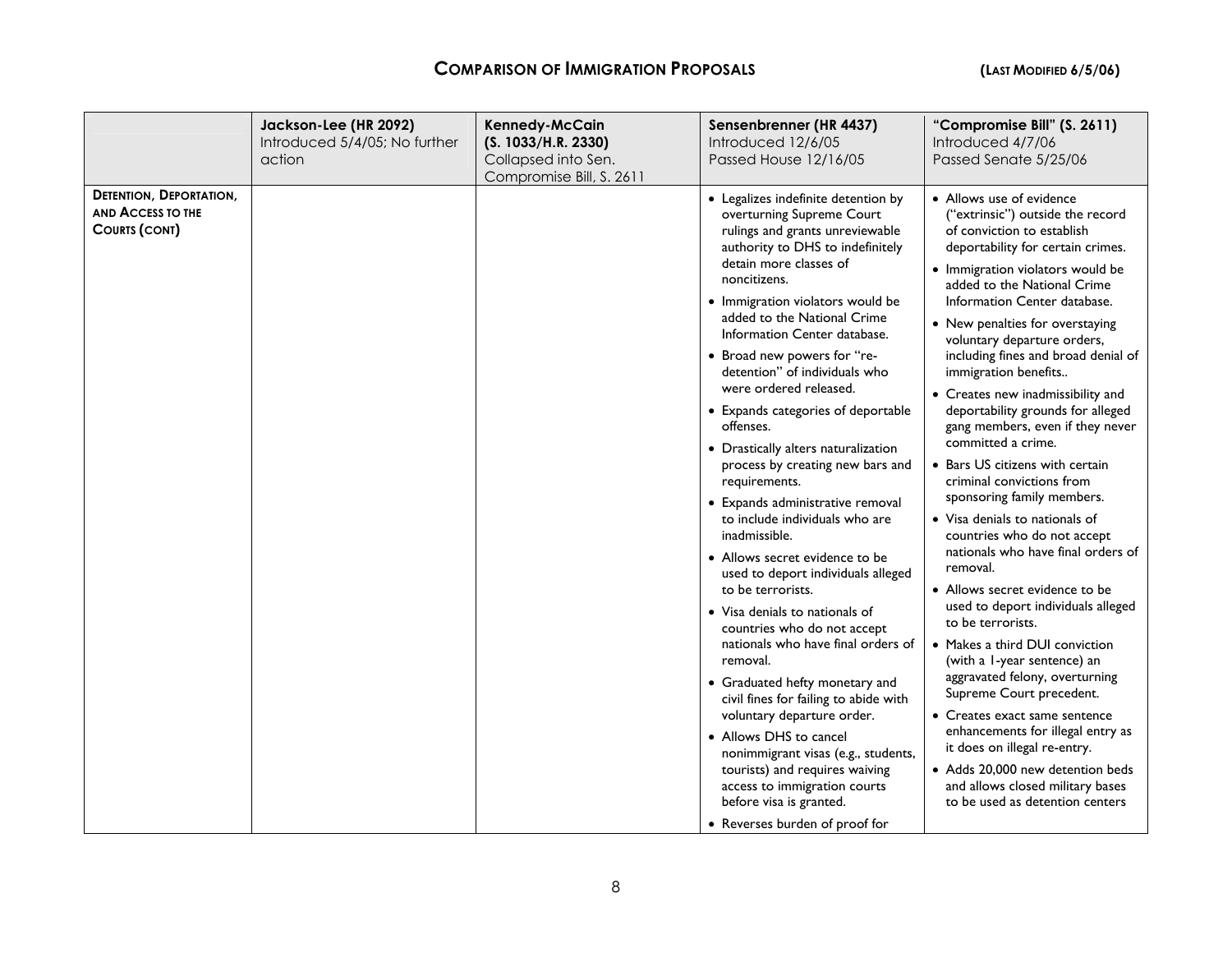## COMPARISON OF IMMIGRATION PROPOSALS (LAST MODIFIED 6/5/06)

| | **Jackson-Lee (HR 2092)** Introduced 5/4/05; No further action | **Kennedy-McCain (S. 1033/H.R. 2330)** Collapsed into Sen. Compromise Bill, S. 2611 | **Sensenbrenner (HR 4437)** Introduced 12/6/05 Passed House 12/16/05 | **"Compromise Bill" (S. 2611)** Introduced 4/7/06 Passed Senate 5/25/06 |
|---|---|---|---|---|
| **DETENTION, DEPORTATION, AND ACCESS TO THE COURTS (CONT)** | | | • Legalizes indefinite detention by overturning Supreme Court rulings and grants unreviewable authority to DHS to indefinitely detain more classes of noncitizens.<br>• Immigration violators would be added to the National Crime Information Center database.<br>• Broad new powers for "re-detention" of individuals who were ordered released.<br>• Expands categories of deportable offenses.<br>• Drastically alters naturalization process by creating new bars and requirements.<br>• Expands administrative removal to include individuals who are inadmissible.<br>• Allows secret evidence to be used to deport individuals alleged to be terrorists.<br>• Visa denials to nationals of countries who do not accept nationals who have final orders of removal.<br>• Graduated hefty monetary and civil fines for failing to abide with voluntary departure order.<br>• Allows DHS to cancel nonimmigrant visas (e.g., students, tourists) and requires waiving access to immigration courts before visa is granted.<br>• Reverses burden of proof for | • Allows use of evidence ("extrinsic") outside the record of conviction to establish deportability for certain crimes.<br>• Immigration violators would be added to the National Crime Information Center database.<br>• New penalties for overstaying voluntary departure orders, including fines and broad denial of immigration benefits..<br>• Creates new inadmissibility and deportability grounds for alleged gang members, even if they never committed a crime.<br>• Bars US citizens with certain criminal convictions from sponsoring family members.<br>• Visa denials to nationals of countries who do not accept nationals who have final orders of removal.<br>• Allows secret evidence to be used to deport individuals alleged to be terrorists.<br>• Makes a third DUI conviction (with a 1-year sentence) an aggravated felony, overturning Supreme Court precedent.<br>• Creates exact same sentence enhancements for illegal entry as it does on illegal re-entry.<br>• Adds 20,000 new detention beds and allows closed military bases to be used as detention centers |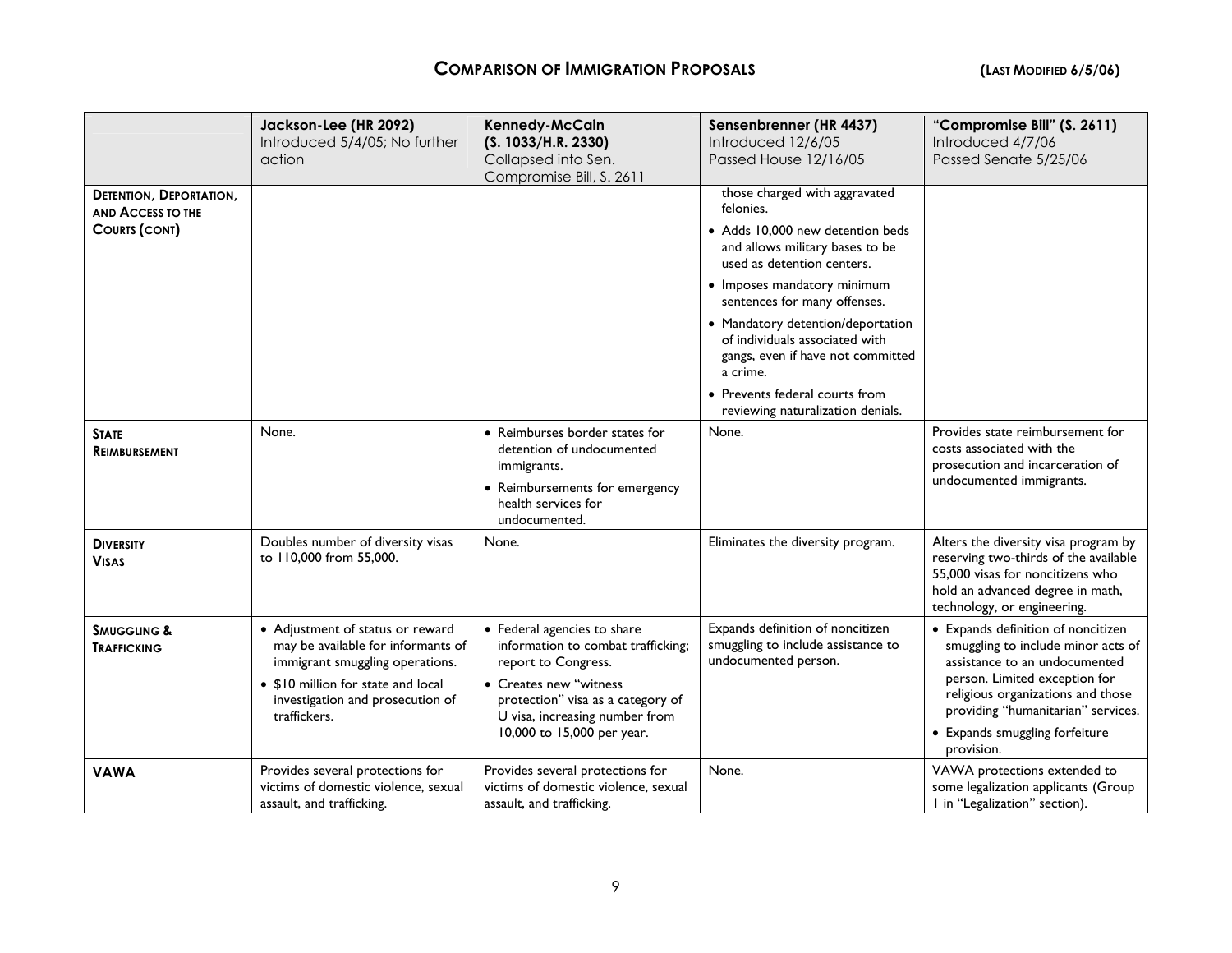# COMPARISON OF IMMIGRATION PROPOSALS

**(LAST MODIFIED 6/5/06)**

| | **Jackson-Lee (HR 2092)** Introduced 5/4/05; No further action | **Kennedy-McCain (S. 1033/H.R. 2330)** Collapsed into Sen. Compromise Bill, S. 2611 | **Sensenbrenner (HR 4437)** Introduced 12/6/05 Passed House 12/16/05 | **"Compromise Bill" (S. 2611)** Introduced 4/7/06 Passed Senate 5/25/06 |
|---|---|---|---|---|
| **DETENTION, DEPORTATION, AND ACCESS TO THE COURTS (CONT)** | | | those charged with aggravated felonies. <br>• Adds 10,000 new detention beds and allows military bases to be used as detention centers. <br>• Imposes mandatory minimum sentences for many offenses. <br>• Mandatory detention/deportation of individuals associated with gangs, even if have not committed a crime. <br>• Prevents federal courts from reviewing naturalization denials. | |
| **STATE REIMBURSEMENT** | None. | • Reimburses border states for detention of undocumented immigrants. <br>• Reimbursements for emergency health services for undocumented. | None. | Provides state reimbursement for costs associated with the prosecution and incarceration of undocumented immigrants. |
| **DIVERSITY VISAS** | Doubles number of diversity visas to 110,000 from 55,000. | None. | Eliminates the diversity program. | Alters the diversity visa program by reserving two-thirds of the available 55,000 visas for noncitizens who hold an advanced degree in math, technology, or engineering. |
| **SMUGGLING & TRAFFICKING** | • Adjustment of status or reward may be available for informants of immigrant smuggling operations. <br>• $10 million for state and local investigation and prosecution of traffickers. | • Federal agencies to share information to combat trafficking; report to Congress. <br>• Creates new "witness protection" visa as a category of U visa, increasing number from 10,000 to 15,000 per year. | Expands definition of noncitizen smuggling to include assistance to undocumented person. | • Expands definition of noncitizen smuggling to include minor acts of assistance to an undocumented person. Limited exception for religious organizations and those providing "humanitarian" services. <br>• Expands smuggling forfeiture provision. |
| **VAWA** | Provides several protections for victims of domestic violence, sexual assault, and trafficking. | Provides several protections for victims of domestic violence, sexual assault, and trafficking. | None. | VAWA protections extended to some legalization applicants (Group I in "Legalization" section). |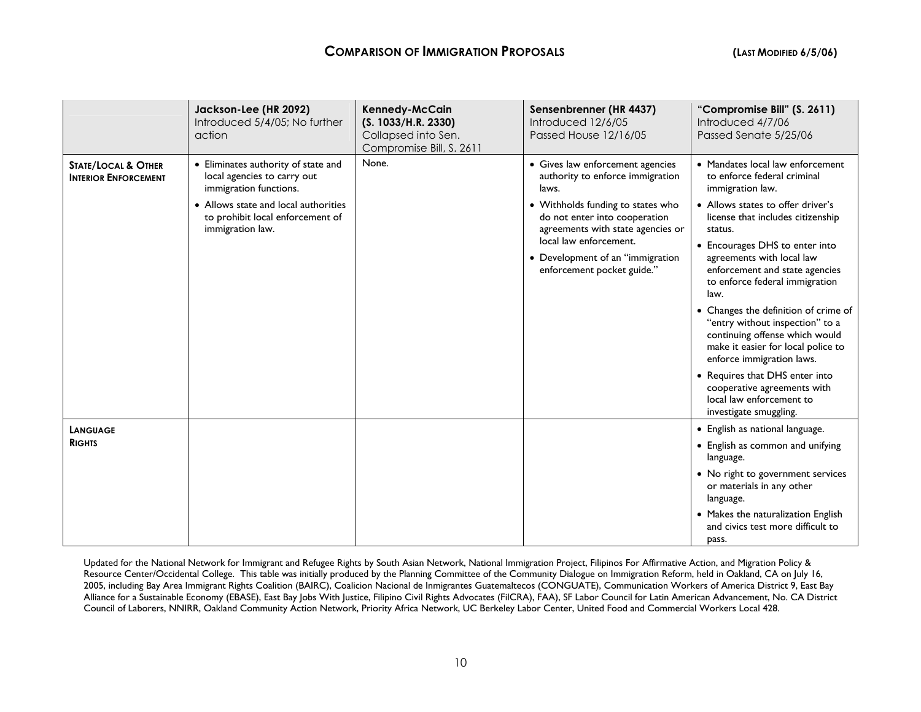## COMPARISON OF IMMIGRATION PROPOSALS (LAST MODIFIED 6/5/06)

| | **Jackson-Lee (HR 2092)** Introduced 5/4/05; No further action | **Kennedy-McCain (S. 1033/H.R. 2330)** Collapsed into Sen. Compromise Bill, S. 2611 | **Sensenbrenner (HR 4437)** Introduced 12/6/05 Passed House 12/16/05 | **"Compromise Bill" (S. 2611)** Introduced 4/7/06 Passed Senate 5/25/06 |
|---|---|---|---|---|
| **STATE/LOCAL & OTHER INTERIOR ENFORCEMENT** | • Eliminates authority of state and local agencies to carry out immigration functions.<br>• Allows state and local authorities to prohibit local enforcement of immigration law. | None. | • Gives law enforcement agencies authority to enforce immigration laws.<br>• Withholds funding to states who do not enter into cooperation agreements with state agencies or local law enforcement.<br>• Development of an "immigration enforcement pocket guide." | • Mandates local law enforcement to enforce federal criminal immigration law.<br>• Allows states to offer driver's license that includes citizenship status.<br>• Encourages DHS to enter into agreements with local law enforcement and state agencies to enforce federal immigration law.<br>• Changes the definition of crime of "entry without inspection" to a continuing offense which would make it easier for local police to enforce immigration laws.<br>• Requires that DHS enter into cooperative agreements with local law enforcement to investigate smuggling. |
| **LANGUAGE RIGHTS** | | | | • English as national language.<br>• English as common and unifying language.<br>• No right to government services or materials in any other language.<br>• Makes the naturalization English and civics test more difficult to pass. |

Updated for the National Network for Immigrant and Refugee Rights by South Asian Network, National Immigration Project, Filipinos For Affirmative Action, and Migration Policy & Resource Center/Occidental College. This table was initially produced by the Planning Committee of the Community Dialogue on Immigration Reform, held in Oakland, CA on July 16, 2005, including Bay Area Immigrant Rights Coalition (BAIRC), Coalicion Nacional de Inmigrantes Guatemaltecos (CONGUATE), Communication Workers of America District 9, East Bay Alliance for a Sustainable Economy (EBASE), East Bay Jobs With Justice, Filipino Civil Rights Advocates (FilCRA), FAA), SF Labor Council for Latin American Advancement, No. CA District Council of Laborers, NNIRR, Oakland Community Action Network, Priority Africa Network, UC Berkeley Labor Center, United Food and Commercial Workers Local 428.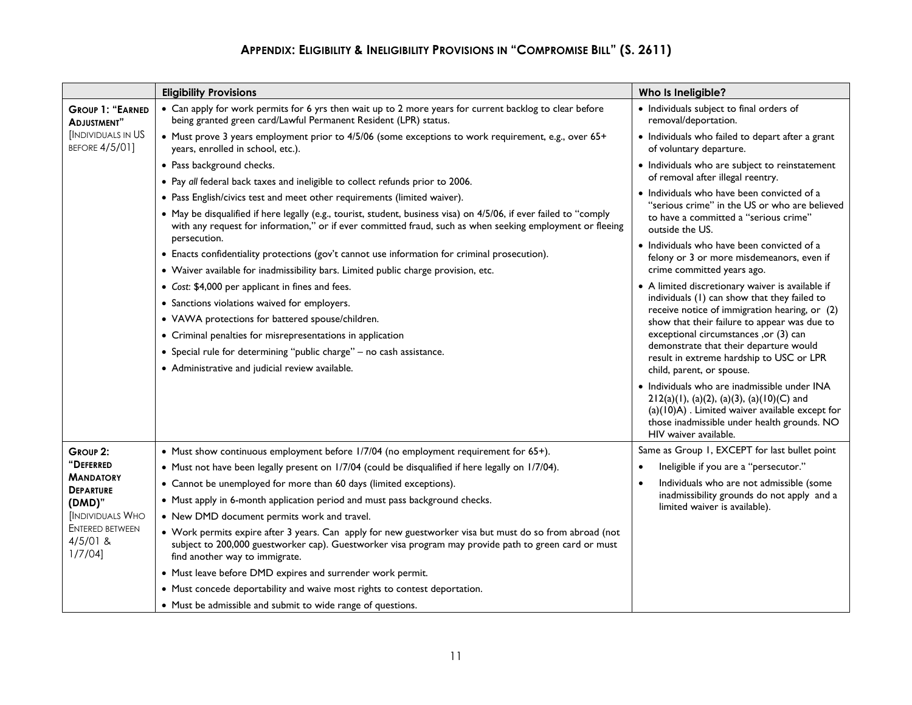## Appendix: Eligibility & Ineligibility Provisions in "Compromise Bill" (S. 2611)

| | Eligibility Provisions | Who Is Ineligible? |
|---|---|---|
| **Group 1: "Earned Adjustment"** [Individuals in US before 4/5/01] | • Can apply for work permits for 6 yrs then wait up to 2 more years for current backlog to clear before being granted green card/Lawful Permanent Resident (LPR) status.<br>• Must prove 3 years employment prior to 4/5/06 (some exceptions to work requirement, e.g., over 65+ years, enrolled in school, etc.).<br>• Pass background checks.<br>• Pay *all* federal back taxes and ineligible to collect refunds prior to 2006.<br>• Pass English/civics test and meet other requirements (limited waiver).<br>• May be disqualified if here legally (e.g., tourist, student, business visa) on 4/5/06, if ever failed to "comply with any request for information," or if ever committed fraud, such as when seeking employment or fleeing persecution.<br>• Enacts confidentiality protections (gov't cannot use information for criminal prosecution).<br>• Waiver available for inadmissibility bars. Limited public charge provision, etc.<br>• *Cost:* $4,000 per applicant in fines and fees.<br>• Sanctions violations waived for employers.<br>• VAWA protections for battered spouse/children.<br>• Criminal penalties for misrepresentations in application<br>• Special rule for determining "public charge" – no cash assistance.<br>• Administrative and judicial review available. | • Individuals subject to final orders of removal/deportation.<br>• Individuals who failed to depart after a grant of voluntary departure.<br>• Individuals who are subject to reinstatement of removal after illegal reentry.<br>• Individuals who have been convicted of a "serious crime" in the US or who are believed to have a committed a "serious crime" outside the US.<br>• Individuals who have been convicted of a felony or 3 or more misdemeanors, even if crime committed years ago.<br>• A limited discretionary waiver is available if individuals (1) can show that they failed to receive notice of immigration hearing, or (2) show that their failure to appear was due to exceptional circumstances ,or (3) can demonstrate that their departure would result in extreme hardship to USC or LPR child, parent, or spouse.<br>• Individuals who are inadmissible under INA 212(a)(1), (a)(2), (a)(3), (a)(10)(C) and (a)(10)A) . Limited waiver available except for those inadmissible under health grounds. NO HIV waiver available. |
| **Group 2: "Deferred Mandatory Departure (DMD)"** [Individuals Who Entered between 4/5/01 & 1/7/04] | • Must show continuous employment before 1/7/04 (no employment requirement for 65+).<br>• Must not have been legally present on 1/7/04 (could be disqualified if here legally on 1/7/04).<br>• Cannot be unemployed for more than 60 days (limited exceptions).<br>• Must apply in 6-month application period and must pass background checks.<br>• New DMD document permits work and travel.<br>• Work permits expire after 3 years. Can apply for new guestworker visa but must do so from abroad (not subject to 200,000 guestworker cap). Guestworker visa program may provide path to green card or must find another way to immigrate.<br>• Must leave before DMD expires and surrender work permit.<br>• Must concede deportability and waive most rights to contest deportation.<br>• Must be admissible and submit to wide range of questions. | Same as Group 1, EXCEPT for last bullet point<br>• Ineligible if you are a "persecutor."<br>• Individuals who are not admissible (some inadmissibility grounds do not apply and a limited waiver is available). |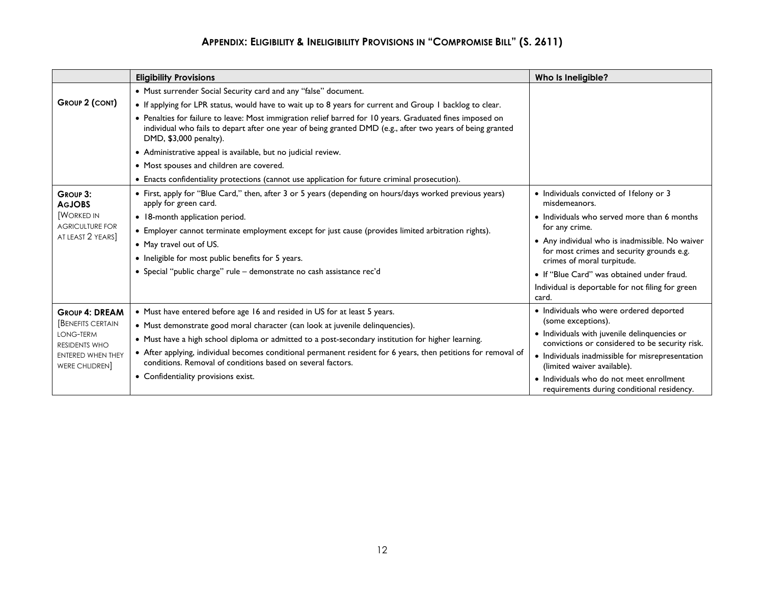# Appendix: Eligibility & Ineligibility Provisions in "Compromise Bill" (S. 2611)

| | Eligibility Provisions | Who Is Ineligible? |
|---|---|---|
| **Group 2 (cont)** | • Must surrender Social Security card and any "false" document.<br>• If applying for LPR status, would have to wait up to 8 years for current and Group 1 backlog to clear.<br>• Penalties for failure to leave: Most immigration relief barred for 10 years. Graduated fines imposed on individual who fails to depart after one year of being granted DMD (e.g., after two years of being granted DMD, $3,000 penalty).<br>• Administrative appeal is available, but no judicial review.<br>• Most spouses and children are covered.<br>• Enacts confidentiality protections (cannot use application for future criminal prosecution). | |
| **Group 3: AgJOBS** [Worked in agriculture for at least 2 years] | • First, apply for "Blue Card," then, after 3 or 5 years (depending on hours/days worked previous years) apply for green card.<br>• 18-month application period.<br>• Employer cannot terminate employment except for just cause (provides limited arbitration rights).<br>• May travel out of US.<br>• Ineligible for most public benefits for 5 years.<br>• Special "public charge" rule – demonstrate no cash assistance rec'd | • Individuals convicted of 1felony or 3 misdemeanors.<br>• Individuals who served more than 6 months for any crime.<br>• Any individual who is inadmissible. No waiver for most crimes and security grounds e.g. crimes of moral turpitude.<br>• If "Blue Card" was obtained under fraud.<br>Individual is deportable for not filing for green card. |
| **Group 4: DREAM** [Benefits certain long-term residents who entered when they were chldiren] | • Must have entered before age 16 and resided in US for at least 5 years.<br>• Must demonstrate good moral character (can look at juvenile delinquencies).<br>• Must have a high school diploma or admitted to a post-secondary institution for higher learning.<br>• After applying, individual becomes conditional permanent resident for 6 years, then petitions for removal of conditions. Removal of conditions based on several factors.<br>• Confidentiality provisions exist. | • Individuals who were ordered deported (some exceptions).<br>• Individuals with juvenile delinquencies or convictions or considered to be security risk.<br>• Individuals inadmissible for misrepresentation (limited waiver available).<br>• Individuals who do not meet enrollment requirements during conditional residency. |